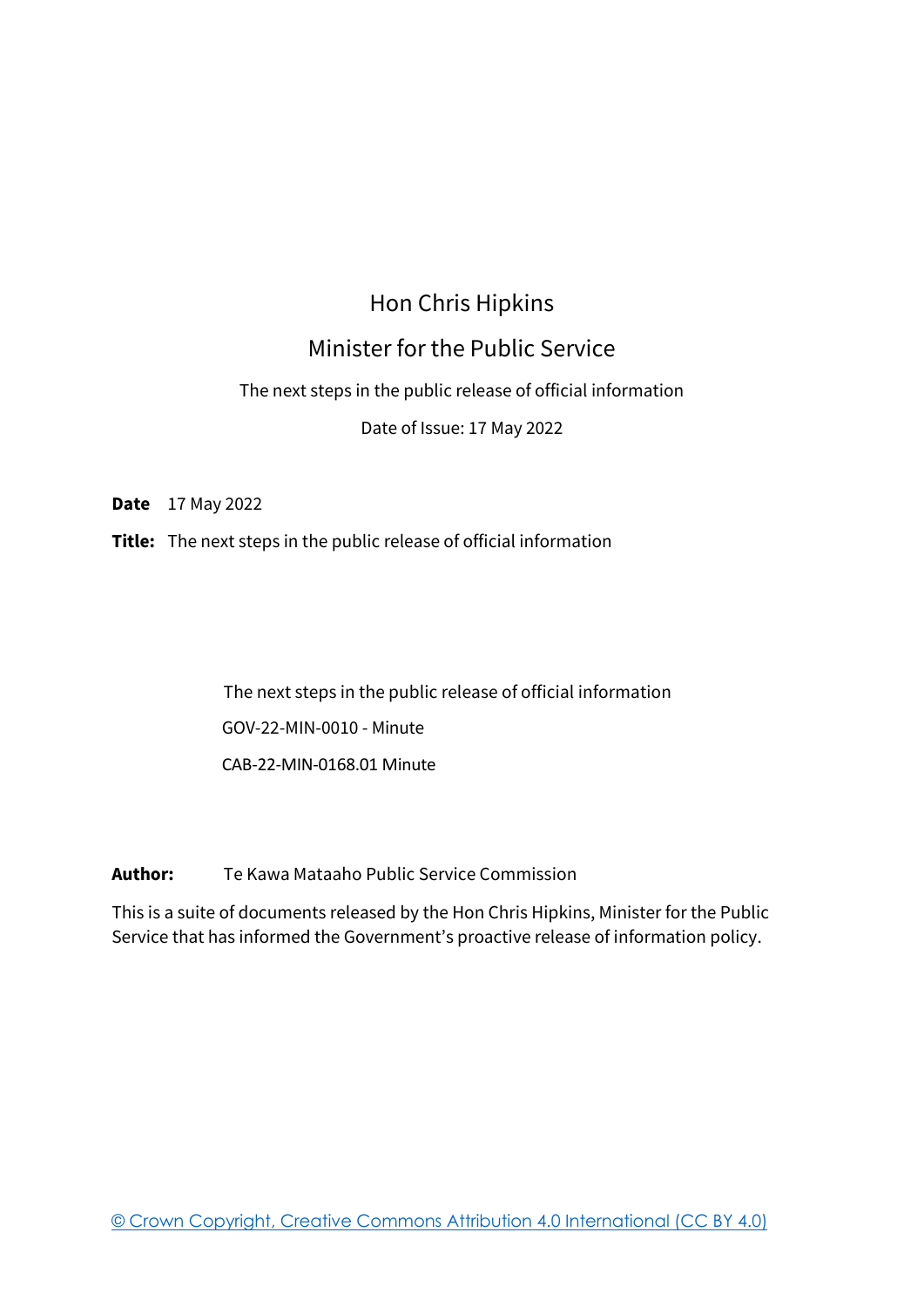# Hon Chris Hipkins

## Minister for the Public Service

The next steps in the public release of official information

Date of Issue: 17 May 2022

**Date** 17 May 2022

**Title:** The next steps in the public release of official information

The next steps in the public release of official information

GOV-22-MIN-0010 - Minute

CAB-22-MIN-0168.01 Minute

**Author:** Te Kawa Mataaho Public Service Commission

This is a suite of documents released by the Hon Chris Hipkins, Minister for the Public Service that has informed the Government's proactive release of information policy.

© Crown Copyright, Creative Commons Attribution 4.0 International (CC BY 4.0)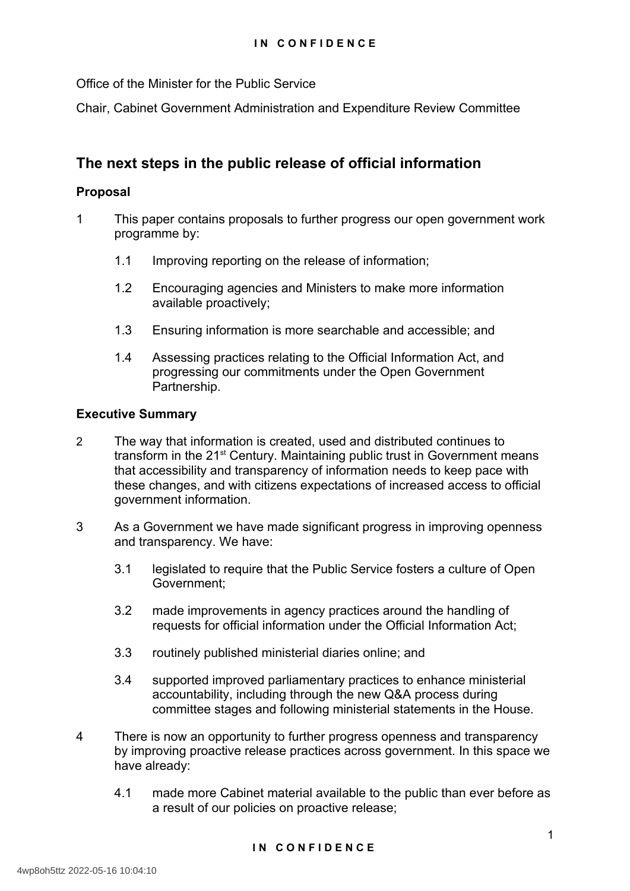Office of the Minister for the Public Service

Chair, Cabinet Government Administration and Expenditure Review Committee

## The next steps in the public release of official information

### Proposal

1 This paper contains proposals to further progress our open government work programme by:

   1.1 Improving reporting on the release of information;

   1.2 Encouraging agencies and Ministers to make more information available proactively;

   1.3 Ensuring information is more searchable and accessible; and

   1.4 Assessing practices relating to the Official Information Act, and progressing our commitments under the Open Government Partnership.

### Executive Summary

2 The way that information is created, used and distributed continues to transform in the 21st Century. Maintaining public trust in Government means that accessibility and transparency of information needs to keep pace with these changes, and with citizens expectations of increased access to official government information.

3 As a Government we have made significant progress in improving openness and transparency. We have:

   3.1 legislated to require that the Public Service fosters a culture of Open Government;

   3.2 made improvements in agency practices around the handling of requests for official information under the Official Information Act;

   3.3 routinely published ministerial diaries online; and

   3.4 supported improved parliamentary practices to enhance ministerial accountability, including through the new Q&A process during committee stages and following ministerial statements in the House.

4 There is now an opportunity to further progress openness and transparency by improving proactive release practices across government. In this space we have already:

   4.1 made more Cabinet material available to the public than ever before as a result of our policies on proactive release;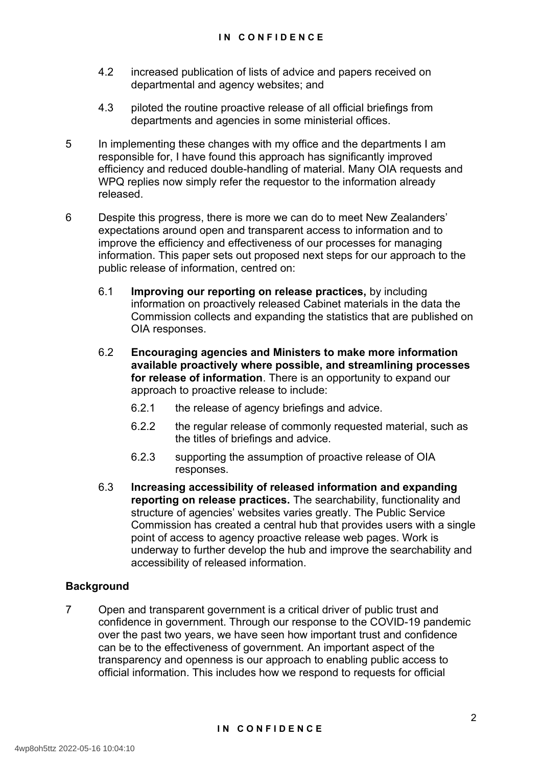4.2 increased publication of lists of advice and papers received on departmental and agency websites; and

4.3 piloted the routine proactive release of all official briefings from departments and agencies in some ministerial offices.

5 In implementing these changes with my office and the departments I am responsible for, I have found this approach has significantly improved efficiency and reduced double-handling of material. Many OIA requests and WPQ replies now simply refer the requestor to the information already released.

6 Despite this progress, there is more we can do to meet New Zealanders' expectations around open and transparent access to information and to improve the efficiency and effectiveness of our processes for managing information. This paper sets out proposed next steps for our approach to the public release of information, centred on:

6.1 **Improving our reporting on release practices,** by including information on proactively released Cabinet materials in the data the Commission collects and expanding the statistics that are published on OIA responses.

6.2 **Encouraging agencies and Ministers to make more information available proactively where possible, and streamlining processes for release of information**. There is an opportunity to expand our approach to proactive release to include:

6.2.1 the release of agency briefings and advice.

6.2.2 the regular release of commonly requested material, such as the titles of briefings and advice.

6.2.3 supporting the assumption of proactive release of OIA responses.

6.3 **Increasing accessibility of released information and expanding reporting on release practices.** The searchability, functionality and structure of agencies' websites varies greatly. The Public Service Commission has created a central hub that provides users with a single point of access to agency proactive release web pages. Work is underway to further develop the hub and improve the searchability and accessibility of released information.

## Background

7 Open and transparent government is a critical driver of public trust and confidence in government. Through our response to the COVID-19 pandemic over the past two years, we have seen how important trust and confidence can be to the effectiveness of government. An important aspect of the transparency and openness is our approach to enabling public access to official information. This includes how we respond to requests for official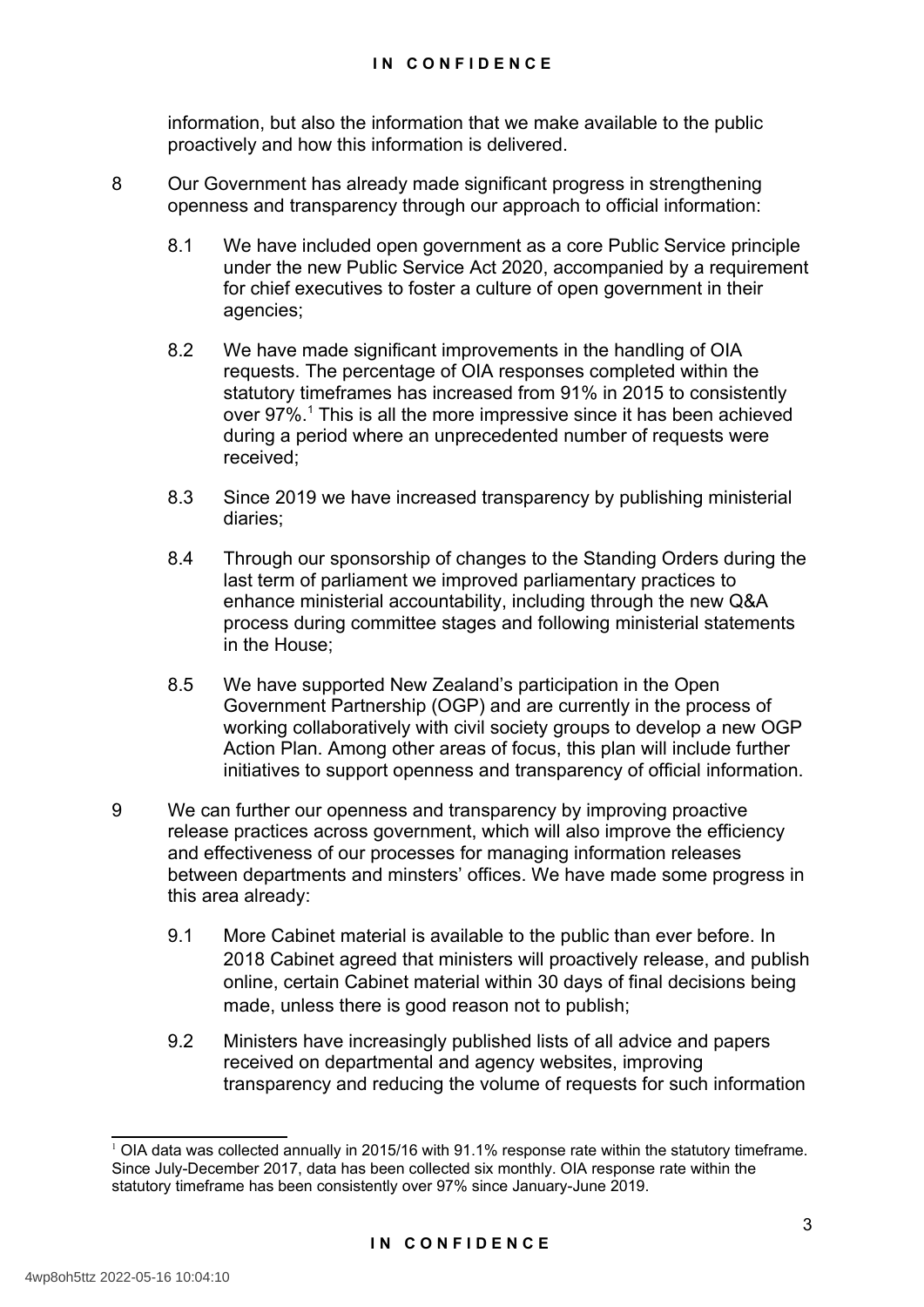information, but also the information that we make available to the public proactively and how this information is delivered.

8 Our Government has already made significant progress in strengthening openness and transparency through our approach to official information:

8.1 We have included open government as a core Public Service principle under the new Public Service Act 2020, accompanied by a requirement for chief executives to foster a culture of open government in their agencies;

8.2 We have made significant improvements in the handling of OIA requests. The percentage of OIA responses completed within the statutory timeframes has increased from 91% in 2015 to consistently over 97%.[1] This is all the more impressive since it has been achieved during a period where an unprecedented number of requests were received;

8.3 Since 2019 we have increased transparency by publishing ministerial diaries;

8.4 Through our sponsorship of changes to the Standing Orders during the last term of parliament we improved parliamentary practices to enhance ministerial accountability, including through the new Q&A process during committee stages and following ministerial statements in the House;

8.5 We have supported New Zealand's participation in the Open Government Partnership (OGP) and are currently in the process of working collaboratively with civil society groups to develop a new OGP Action Plan. Among other areas of focus, this plan will include further initiatives to support openness and transparency of official information.

9 We can further our openness and transparency by improving proactive release practices across government, which will also improve the efficiency and effectiveness of our processes for managing information releases between departments and minsters' offices. We have made some progress in this area already:

9.1 More Cabinet material is available to the public than ever before. In 2018 Cabinet agreed that ministers will proactively release, and publish online, certain Cabinet material within 30 days of final decisions being made, unless there is good reason not to publish;

9.2 Ministers have increasingly published lists of all advice and papers received on departmental and agency websites, improving transparency and reducing the volume of requests for such information

---

[1] OIA data was collected annually in 2015/16 with 91.1% response rate within the statutory timeframe. Since July-December 2017, data has been collected six monthly. OIA response rate within the statutory timeframe has been consistently over 97% since January-June 2019.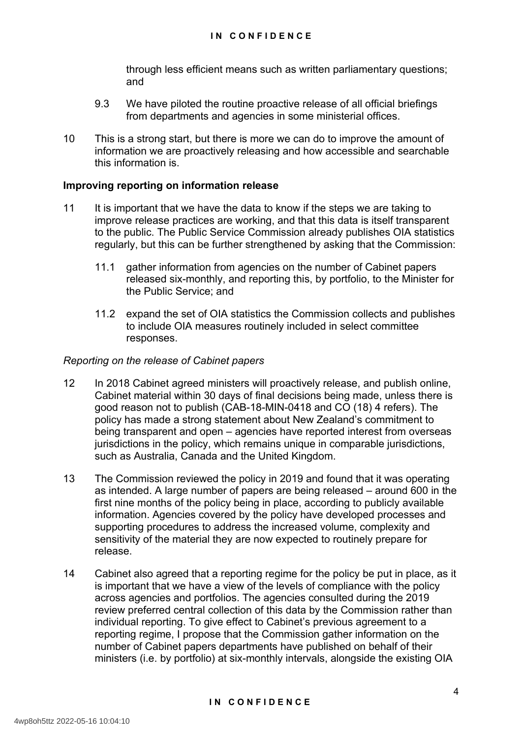through less efficient means such as written parliamentary questions; and

9.3 We have piloted the routine proactive release of all official briefings from departments and agencies in some ministerial offices.

10 This is a strong start, but there is more we can do to improve the amount of information we are proactively releasing and how accessible and searchable this information is.

**Improving reporting on information release**

11 It is important that we have the data to know if the steps we are taking to improve release practices are working, and that this data is itself transparent to the public. The Public Service Commission already publishes OIA statistics regularly, but this can be further strengthened by asking that the Commission:

11.1 gather information from agencies on the number of Cabinet papers released six-monthly, and reporting this, by portfolio, to the Minister for the Public Service; and

11.2 expand the set of OIA statistics the Commission collects and publishes to include OIA measures routinely included in select committee responses.

*Reporting on the release of Cabinet papers*

12 In 2018 Cabinet agreed ministers will proactively release, and publish online, Cabinet material within 30 days of final decisions being made, unless there is good reason not to publish (CAB-18-MIN-0418 and CO (18) 4 refers). The policy has made a strong statement about New Zealand's commitment to being transparent and open – agencies have reported interest from overseas jurisdictions in the policy, which remains unique in comparable jurisdictions, such as Australia, Canada and the United Kingdom.

13 The Commission reviewed the policy in 2019 and found that it was operating as intended. A large number of papers are being released – around 600 in the first nine months of the policy being in place, according to publicly available information. Agencies covered by the policy have developed processes and supporting procedures to address the increased volume, complexity and sensitivity of the material they are now expected to routinely prepare for release.

14 Cabinet also agreed that a reporting regime for the policy be put in place, as it is important that we have a view of the levels of compliance with the policy across agencies and portfolios. The agencies consulted during the 2019 review preferred central collection of this data by the Commission rather than individual reporting. To give effect to Cabinet's previous agreement to a reporting regime, I propose that the Commission gather information on the number of Cabinet papers departments have published on behalf of their ministers (i.e. by portfolio) at six-monthly intervals, alongside the existing OIA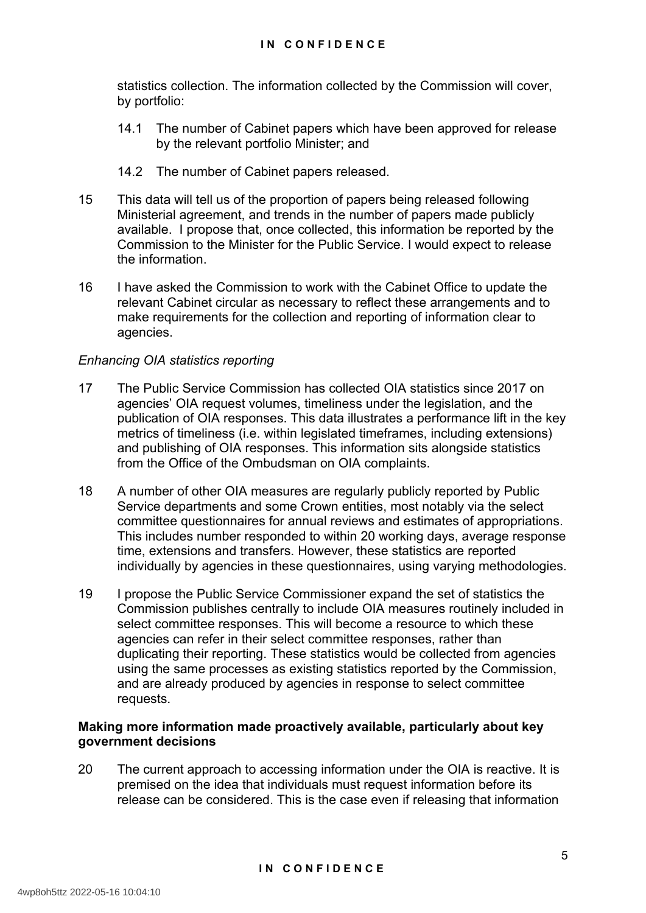statistics collection. The information collected by the Commission will cover, by portfolio:

14.1 The number of Cabinet papers which have been approved for release by the relevant portfolio Minister; and

14.2 The number of Cabinet papers released.

15 This data will tell us of the proportion of papers being released following Ministerial agreement, and trends in the number of papers made publicly available. I propose that, once collected, this information be reported by the Commission to the Minister for the Public Service. I would expect to release the information.

16 I have asked the Commission to work with the Cabinet Office to update the relevant Cabinet circular as necessary to reflect these arrangements and to make requirements for the collection and reporting of information clear to agencies.

*Enhancing OIA statistics reporting*

17 The Public Service Commission has collected OIA statistics since 2017 on agencies' OIA request volumes, timeliness under the legislation, and the publication of OIA responses. This data illustrates a performance lift in the key metrics of timeliness (i.e. within legislated timeframes, including extensions) and publishing of OIA responses. This information sits alongside statistics from the Office of the Ombudsman on OIA complaints.

18 A number of other OIA measures are regularly publicly reported by Public Service departments and some Crown entities, most notably via the select committee questionnaires for annual reviews and estimates of appropriations. This includes number responded to within 20 working days, average response time, extensions and transfers. However, these statistics are reported individually by agencies in these questionnaires, using varying methodologies.

19 I propose the Public Service Commissioner expand the set of statistics the Commission publishes centrally to include OIA measures routinely included in select committee responses. This will become a resource to which these agencies can refer in their select committee responses, rather than duplicating their reporting. These statistics would be collected from agencies using the same processes as existing statistics reported by the Commission, and are already produced by agencies in response to select committee requests.

**Making more information made proactively available, particularly about key government decisions**

20 The current approach to accessing information under the OIA is reactive. It is premised on the idea that individuals must request information before its release can be considered. This is the case even if releasing that information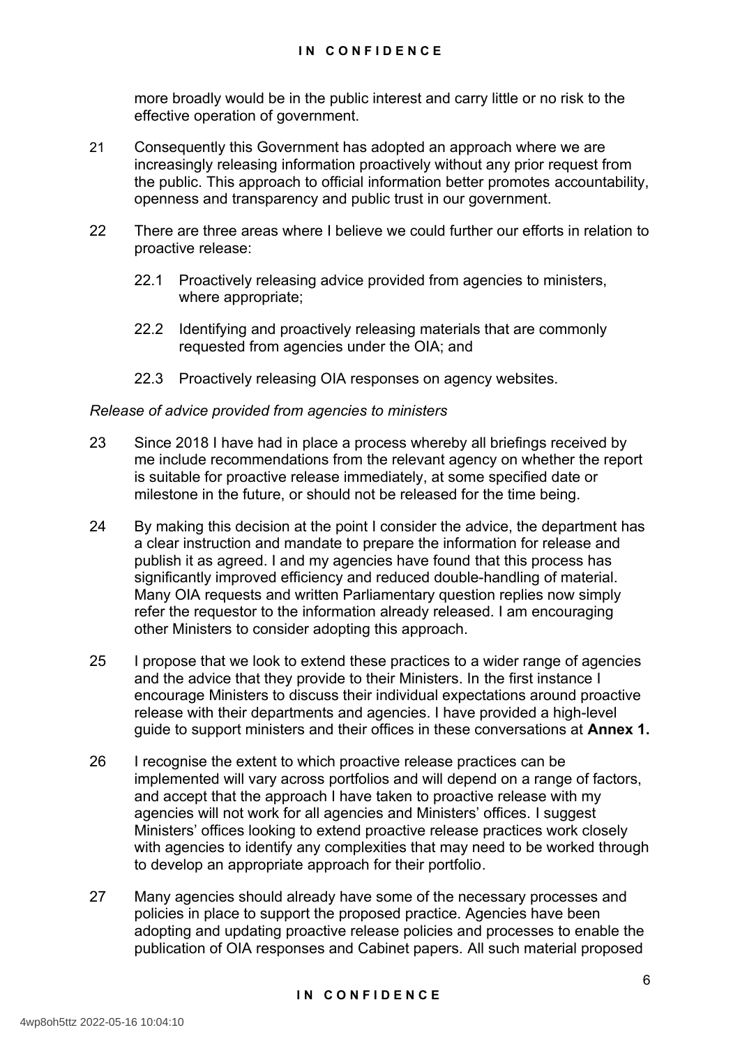more broadly would be in the public interest and carry little or no risk to the effective operation of government.

21 Consequently this Government has adopted an approach where we are increasingly releasing information proactively without any prior request from the public. This approach to official information better promotes accountability, openness and transparency and public trust in our government.

22 There are three areas where I believe we could further our efforts in relation to proactive release:

22.1 Proactively releasing advice provided from agencies to ministers, where appropriate;

22.2 Identifying and proactively releasing materials that are commonly requested from agencies under the OIA; and

22.3 Proactively releasing OIA responses on agency websites.

*Release of advice provided from agencies to ministers*

23 Since 2018 I have had in place a process whereby all briefings received by me include recommendations from the relevant agency on whether the report is suitable for proactive release immediately, at some specified date or milestone in the future, or should not be released for the time being.

24 By making this decision at the point I consider the advice, the department has a clear instruction and mandate to prepare the information for release and publish it as agreed. I and my agencies have found that this process has significantly improved efficiency and reduced double-handling of material. Many OIA requests and written Parliamentary question replies now simply refer the requestor to the information already released. I am encouraging other Ministers to consider adopting this approach.

25 I propose that we look to extend these practices to a wider range of agencies and the advice that they provide to their Ministers. In the first instance I encourage Ministers to discuss their individual expectations around proactive release with their departments and agencies. I have provided a high-level guide to support ministers and their offices in these conversations at **Annex 1.**

26 I recognise the extent to which proactive release practices can be implemented will vary across portfolios and will depend on a range of factors, and accept that the approach I have taken to proactive release with my agencies will not work for all agencies and Ministers' offices. I suggest Ministers' offices looking to extend proactive release practices work closely with agencies to identify any complexities that may need to be worked through to develop an appropriate approach for their portfolio.

27 Many agencies should already have some of the necessary processes and policies in place to support the proposed practice. Agencies have been adopting and updating proactive release policies and processes to enable the publication of OIA responses and Cabinet papers. All such material proposed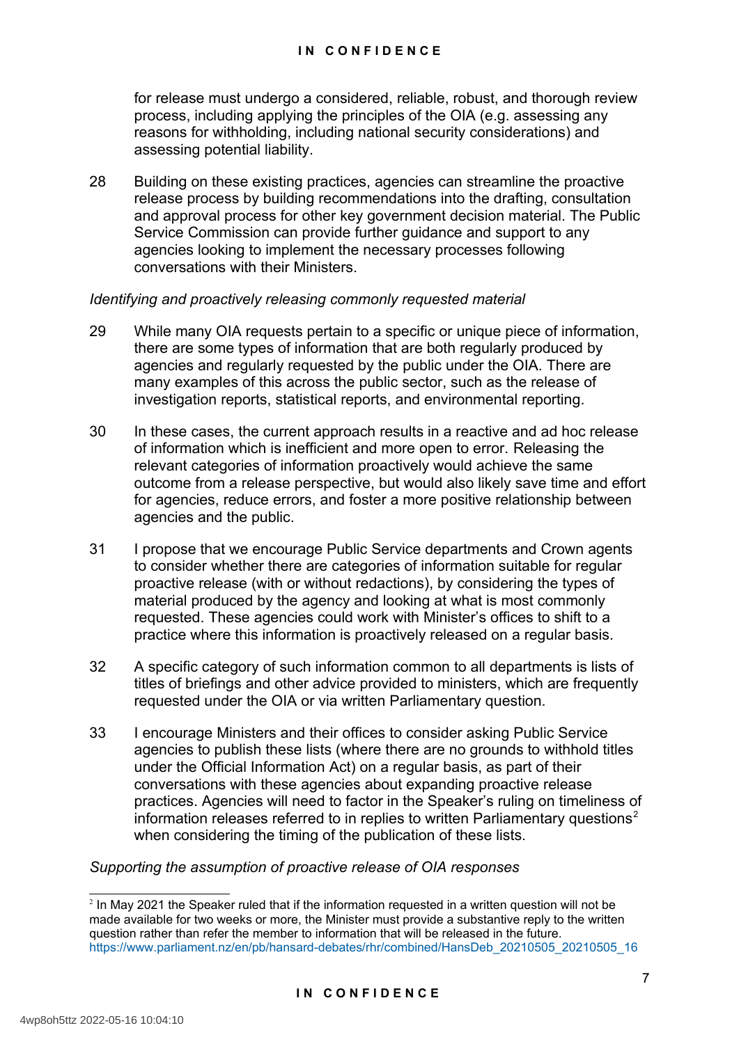for release must undergo a considered, reliable, robust, and thorough review process, including applying the principles of the OIA (e.g. assessing any reasons for withholding, including national security considerations) and assessing potential liability.

28 Building on these existing practices, agencies can streamline the proactive release process by building recommendations into the drafting, consultation and approval process for other key government decision material. The Public Service Commission can provide further guidance and support to any agencies looking to implement the necessary processes following conversations with their Ministers.

*Identifying and proactively releasing commonly requested material*

29 While many OIA requests pertain to a specific or unique piece of information, there are some types of information that are both regularly produced by agencies and regularly requested by the public under the OIA. There are many examples of this across the public sector, such as the release of investigation reports, statistical reports, and environmental reporting.

30 In these cases, the current approach results in a reactive and ad hoc release of information which is inefficient and more open to error. Releasing the relevant categories of information proactively would achieve the same outcome from a release perspective, but would also likely save time and effort for agencies, reduce errors, and foster a more positive relationship between agencies and the public.

31 I propose that we encourage Public Service departments and Crown agents to consider whether there are categories of information suitable for regular proactive release (with or without redactions), by considering the types of material produced by the agency and looking at what is most commonly requested. These agencies could work with Minister's offices to shift to a practice where this information is proactively released on a regular basis.

32 A specific category of such information common to all departments is lists of titles of briefings and other advice provided to ministers, which are frequently requested under the OIA or via written Parliamentary question.

33 I encourage Ministers and their offices to consider asking Public Service agencies to publish these lists (where there are no grounds to withhold titles under the Official Information Act) on a regular basis, as part of their conversations with these agencies about expanding proactive release practices. Agencies will need to factor in the Speaker's ruling on timeliness of information releases referred to in replies to written Parliamentary questions[2] when considering the timing of the publication of these lists.

*Supporting the assumption of proactive release of OIA responses*

[2] In May 2021 the Speaker ruled that if the information requested in a written question will not be made available for two weeks or more, the Minister must provide a substantive reply to the written question rather than refer the member to information that will be released in the future. https://www.parliament.nz/en/pb/hansard-debates/rhr/combined/HansDeb_20210505_20210505_16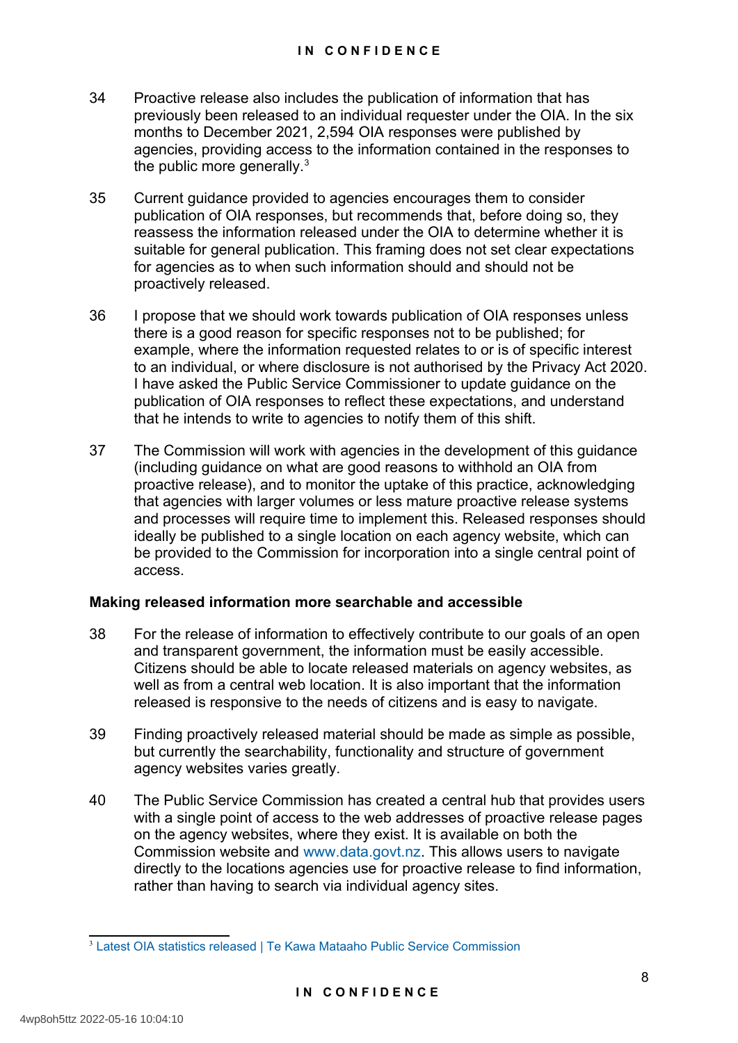34 Proactive release also includes the publication of information that has previously been released to an individual requester under the OIA. In the six months to December 2021, 2,594 OIA responses were published by agencies, providing access to the information contained in the responses to the public more generally.[3]

35 Current guidance provided to agencies encourages them to consider publication of OIA responses, but recommends that, before doing so, they reassess the information released under the OIA to determine whether it is suitable for general publication. This framing does not set clear expectations for agencies as to when such information should and should not be proactively released.

36 I propose that we should work towards publication of OIA responses unless there is a good reason for specific responses not to be published; for example, where the information requested relates to or is of specific interest to an individual, or where disclosure is not authorised by the Privacy Act 2020. I have asked the Public Service Commissioner to update guidance on the publication of OIA responses to reflect these expectations, and understand that he intends to write to agencies to notify them of this shift.

37 The Commission will work with agencies in the development of this guidance (including guidance on what are good reasons to withhold an OIA from proactive release), and to monitor the uptake of this practice, acknowledging that agencies with larger volumes or less mature proactive release systems and processes will require time to implement this. Released responses should ideally be published to a single location on each agency website, which can be provided to the Commission for incorporation into a single central point of access.

### Making released information more searchable and accessible

38 For the release of information to effectively contribute to our goals of an open and transparent government, the information must be easily accessible. Citizens should be able to locate released materials on agency websites, as well as from a central web location. It is also important that the information released is responsive to the needs of citizens and is easy to navigate.

39 Finding proactively released material should be made as simple as possible, but currently the searchability, functionality and structure of government agency websites varies greatly.

40 The Public Service Commission has created a central hub that provides users with a single point of access to the web addresses of proactive release pages on the agency websites, where they exist. It is available on both the Commission website and www.data.govt.nz. This allows users to navigate directly to the locations agencies use for proactive release to find information, rather than having to search via individual agency sites.

---

[3] Latest OIA statistics released | Te Kawa Mataaho Public Service Commission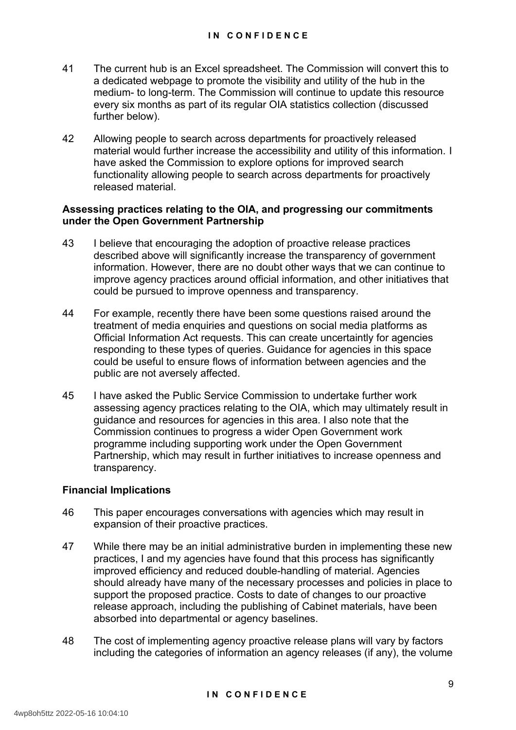41 The current hub is an Excel spreadsheet. The Commission will convert this to a dedicated webpage to promote the visibility and utility of the hub in the medium- to long-term. The Commission will continue to update this resource every six months as part of its regular OIA statistics collection (discussed further below).

42 Allowing people to search across departments for proactively released material would further increase the accessibility and utility of this information. I have asked the Commission to explore options for improved search functionality allowing people to search across departments for proactively released material.

**Assessing practices relating to the OIA, and progressing our commitments under the Open Government Partnership**

43 I believe that encouraging the adoption of proactive release practices described above will significantly increase the transparency of government information. However, there are no doubt other ways that we can continue to improve agency practices around official information, and other initiatives that could be pursued to improve openness and transparency.

44 For example, recently there have been some questions raised around the treatment of media enquiries and questions on social media platforms as Official Information Act requests. This can create uncertaintly for agencies responding to these types of queries. Guidance for agencies in this space could be useful to ensure flows of information between agencies and the public are not aversely affected.

45 I have asked the Public Service Commission to undertake further work assessing agency practices relating to the OIA, which may ultimately result in guidance and resources for agencies in this area. I also note that the Commission continues to progress a wider Open Government work programme including supporting work under the Open Government Partnership, which may result in further initiatives to increase openness and transparency.

**Financial Implications**

46 This paper encourages conversations with agencies which may result in expansion of their proactive practices.

47 While there may be an initial administrative burden in implementing these new practices, I and my agencies have found that this process has significantly improved efficiency and reduced double-handling of material. Agencies should already have many of the necessary processes and policies in place to support the proposed practice. Costs to date of changes to our proactive release approach, including the publishing of Cabinet materials, have been absorbed into departmental or agency baselines.

48 The cost of implementing agency proactive release plans will vary by factors including the categories of information an agency releases (if any), the volume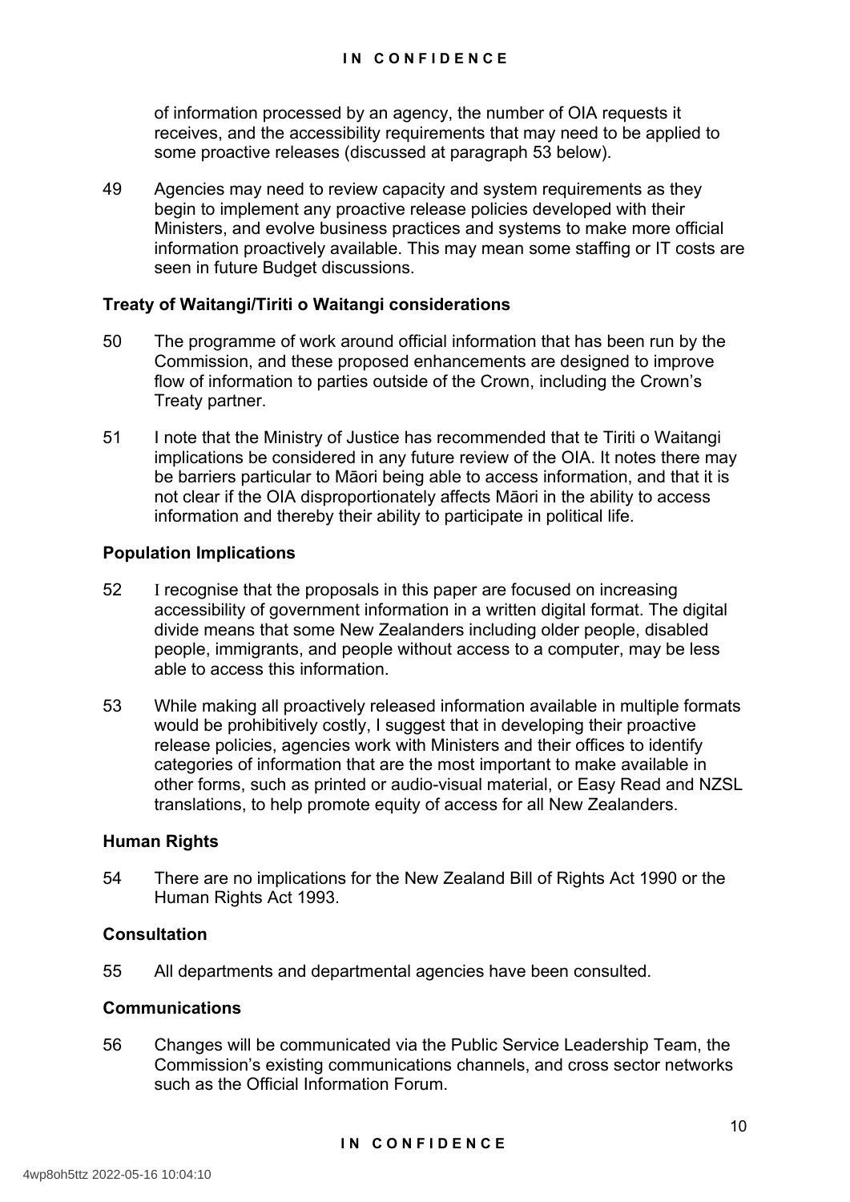of information processed by an agency, the number of OIA requests it receives, and the accessibility requirements that may need to be applied to some proactive releases (discussed at paragraph 53 below).

49 Agencies may need to review capacity and system requirements as they begin to implement any proactive release policies developed with their Ministers, and evolve business practices and systems to make more official information proactively available. This may mean some staffing or IT costs are seen in future Budget discussions.

### Treaty of Waitangi/Tiriti o Waitangi considerations

50 The programme of work around official information that has been run by the Commission, and these proposed enhancements are designed to improve flow of information to parties outside of the Crown, including the Crown's Treaty partner.

51 I note that the Ministry of Justice has recommended that te Tiriti o Waitangi implications be considered in any future review of the OIA. It notes there may be barriers particular to Māori being able to access information, and that it is not clear if the OIA disproportionately affects Māori in the ability to access information and thereby their ability to participate in political life.

### Population Implications

52 I recognise that the proposals in this paper are focused on increasing accessibility of government information in a written digital format. The digital divide means that some New Zealanders including older people, disabled people, immigrants, and people without access to a computer, may be less able to access this information.

53 While making all proactively released information available in multiple formats would be prohibitively costly, I suggest that in developing their proactive release policies, agencies work with Ministers and their offices to identify categories of information that are the most important to make available in other forms, such as printed or audio-visual material, or Easy Read and NZSL translations, to help promote equity of access for all New Zealanders.

### Human Rights

54 There are no implications for the New Zealand Bill of Rights Act 1990 or the Human Rights Act 1993.

### Consultation

55 All departments and departmental agencies have been consulted.

### Communications

56 Changes will be communicated via the Public Service Leadership Team, the Commission's existing communications channels, and cross sector networks such as the Official Information Forum.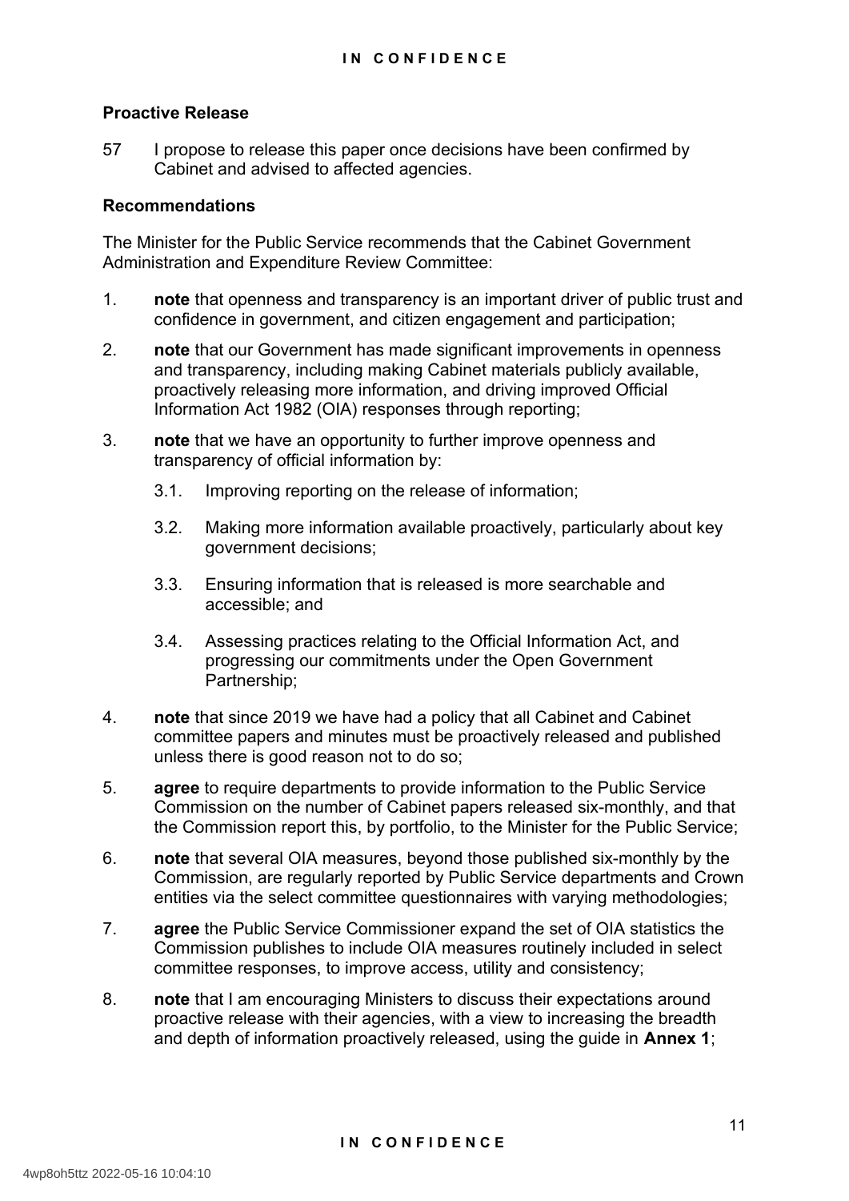## Proactive Release

57 I propose to release this paper once decisions have been confirmed by Cabinet and advised to affected agencies.

## Recommendations

The Minister for the Public Service recommends that the Cabinet Government Administration and Expenditure Review Committee:

1. **note** that openness and transparency is an important driver of public trust and confidence in government, and citizen engagement and participation;

2. **note** that our Government has made significant improvements in openness and transparency, including making Cabinet materials publicly available, proactively releasing more information, and driving improved Official Information Act 1982 (OIA) responses through reporting;

3. **note** that we have an opportunity to further improve openness and transparency of official information by:

   3.1. Improving reporting on the release of information;

   3.2. Making more information available proactively, particularly about key government decisions;

   3.3. Ensuring information that is released is more searchable and accessible; and

   3.4. Assessing practices relating to the Official Information Act, and progressing our commitments under the Open Government Partnership;

4. **note** that since 2019 we have had a policy that all Cabinet and Cabinet committee papers and minutes must be proactively released and published unless there is good reason not to do so;

5. **agree** to require departments to provide information to the Public Service Commission on the number of Cabinet papers released six-monthly, and that the Commission report this, by portfolio, to the Minister for the Public Service;

6. **note** that several OIA measures, beyond those published six-monthly by the Commission, are regularly reported by Public Service departments and Crown entities via the select committee questionnaires with varying methodologies;

7. **agree** the Public Service Commissioner expand the set of OIA statistics the Commission publishes to include OIA measures routinely included in select committee responses, to improve access, utility and consistency;

8. **note** that I am encouraging Ministers to discuss their expectations around proactive release with their agencies, with a view to increasing the breadth and depth of information proactively released, using the guide in **Annex 1**;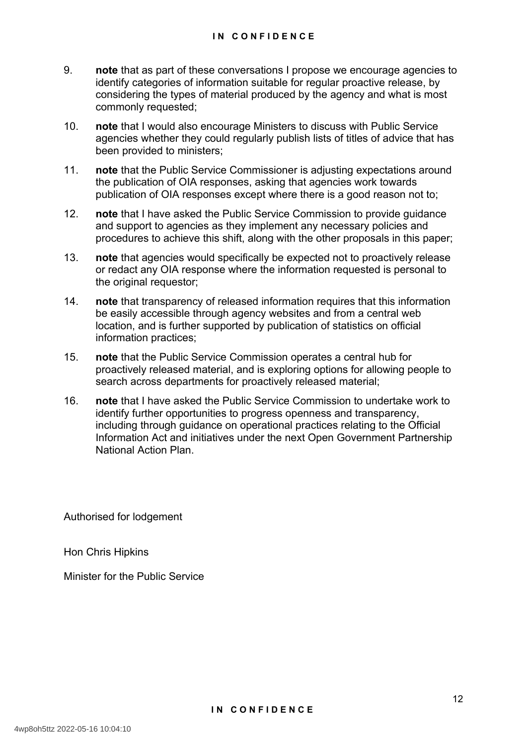9. **note** that as part of these conversations I propose we encourage agencies to identify categories of information suitable for regular proactive release, by considering the types of material produced by the agency and what is most commonly requested;

10. **note** that I would also encourage Ministers to discuss with Public Service agencies whether they could regularly publish lists of titles of advice that has been provided to ministers;

11. **note** that the Public Service Commissioner is adjusting expectations around the publication of OIA responses, asking that agencies work towards publication of OIA responses except where there is a good reason not to;

12. **note** that I have asked the Public Service Commission to provide guidance and support to agencies as they implement any necessary policies and procedures to achieve this shift, along with the other proposals in this paper;

13. **note** that agencies would specifically be expected not to proactively release or redact any OIA response where the information requested is personal to the original requestor;

14. **note** that transparency of released information requires that this information be easily accessible through agency websites and from a central web location, and is further supported by publication of statistics on official information practices;

15. **note** that the Public Service Commission operates a central hub for proactively released material, and is exploring options for allowing people to search across departments for proactively released material;

16. **note** that I have asked the Public Service Commission to undertake work to identify further opportunities to progress openness and transparency, including through guidance on operational practices relating to the Official Information Act and initiatives under the next Open Government Partnership National Action Plan.

Authorised for lodgement

Hon Chris Hipkins

Minister for the Public Service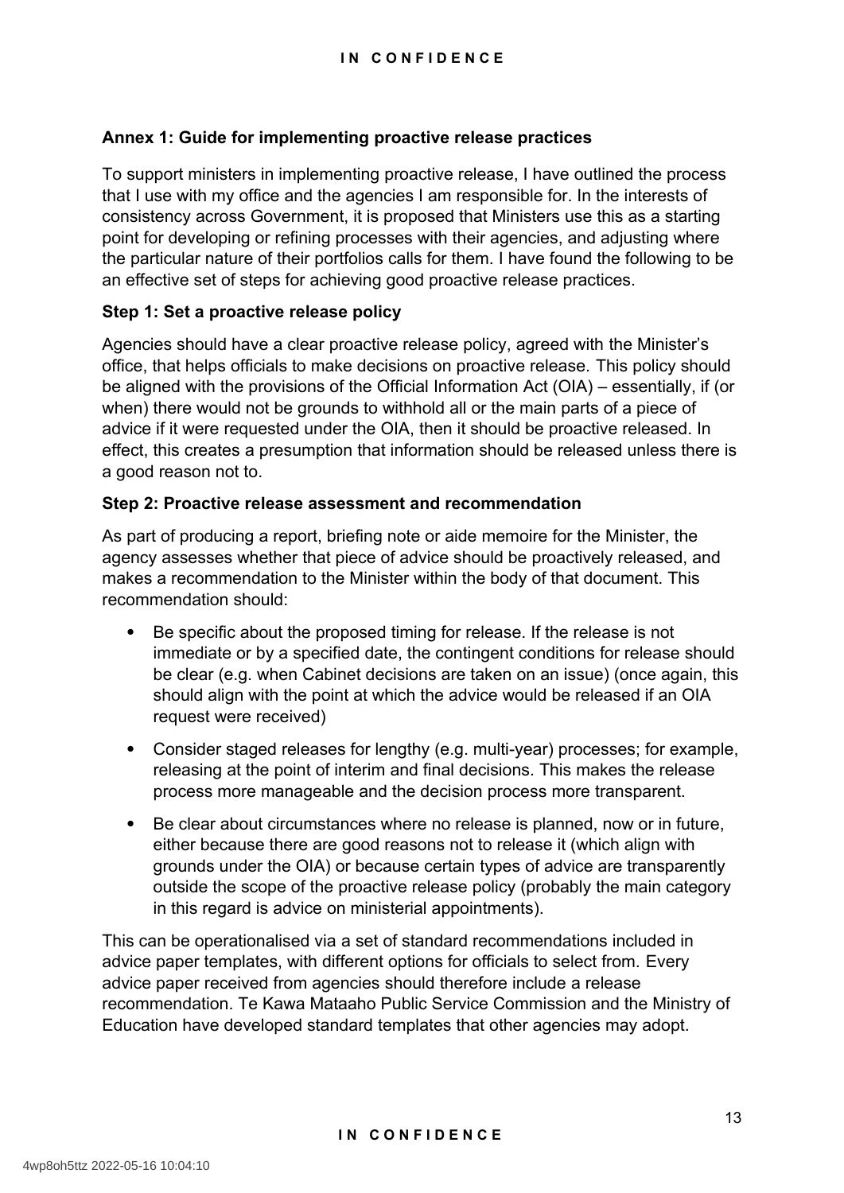## Annex 1: Guide for implementing proactive release practices

To support ministers in implementing proactive release, I have outlined the process that I use with my office and the agencies I am responsible for. In the interests of consistency across Government, it is proposed that Ministers use this as a starting point for developing or refining processes with their agencies, and adjusting where the particular nature of their portfolios calls for them. I have found the following to be an effective set of steps for achieving good proactive release practices.

### Step 1: Set a proactive release policy

Agencies should have a clear proactive release policy, agreed with the Minister's office, that helps officials to make decisions on proactive release. This policy should be aligned with the provisions of the Official Information Act (OIA) – essentially, if (or when) there would not be grounds to withhold all or the main parts of a piece of advice if it were requested under the OIA, then it should be proactive released. In effect, this creates a presumption that information should be released unless there is a good reason not to.

### Step 2: Proactive release assessment and recommendation

As part of producing a report, briefing note or aide memoire for the Minister, the agency assesses whether that piece of advice should be proactively released, and makes a recommendation to the Minister within the body of that document. This recommendation should:

- Be specific about the proposed timing for release. If the release is not immediate or by a specified date, the contingent conditions for release should be clear (e.g. when Cabinet decisions are taken on an issue) (once again, this should align with the point at which the advice would be released if an OIA request were received)
- Consider staged releases for lengthy (e.g. multi-year) processes; for example, releasing at the point of interim and final decisions. This makes the release process more manageable and the decision process more transparent.
- Be clear about circumstances where no release is planned, now or in future, either because there are good reasons not to release it (which align with grounds under the OIA) or because certain types of advice are transparently outside the scope of the proactive release policy (probably the main category in this regard is advice on ministerial appointments).

This can be operationalised via a set of standard recommendations included in advice paper templates, with different options for officials to select from. Every advice paper received from agencies should therefore include a release recommendation. Te Kawa Mataaho Public Service Commission and the Ministry of Education have developed standard templates that other agencies may adopt.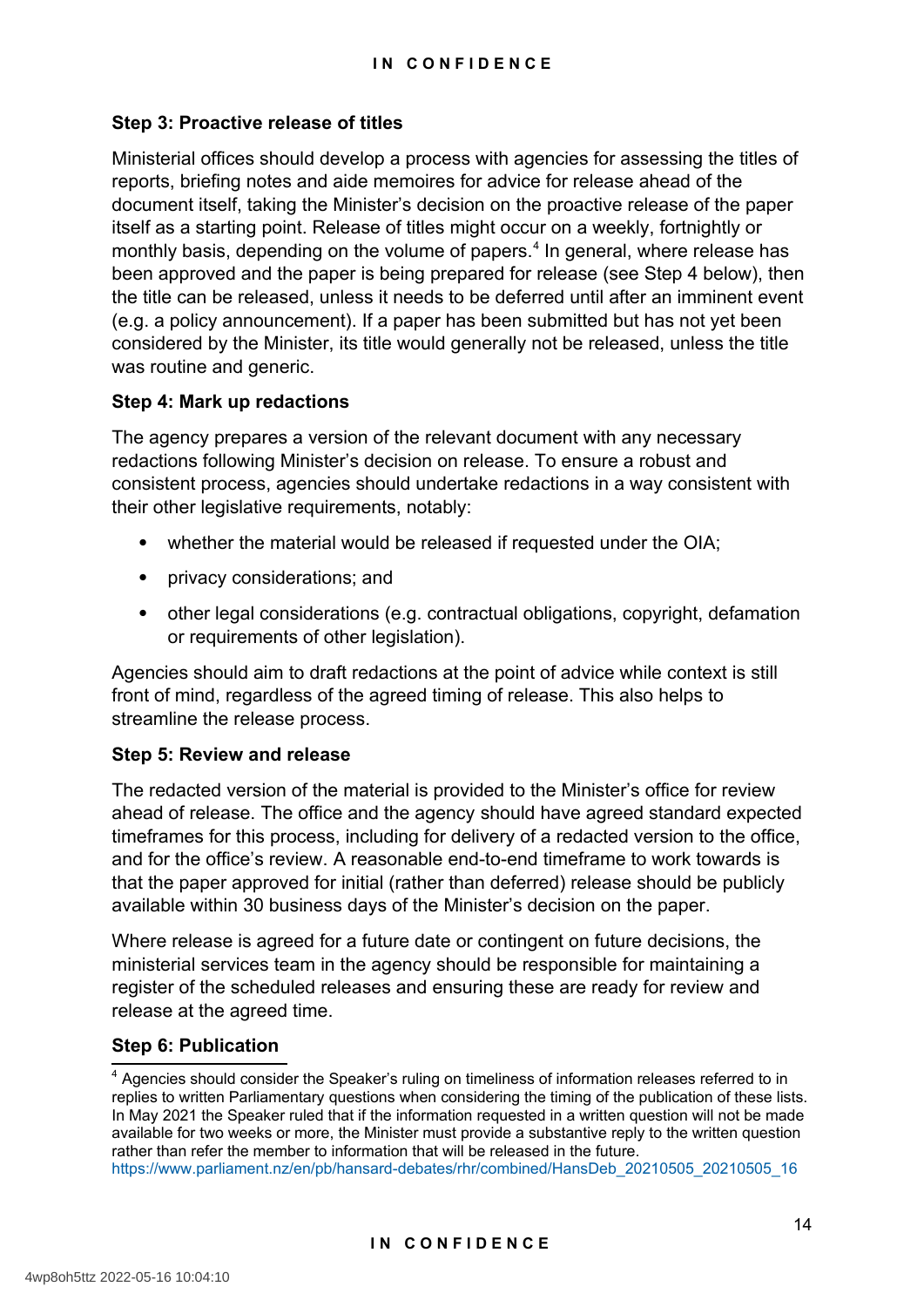**Step 3: Proactive release of titles**

Ministerial offices should develop a process with agencies for assessing the titles of reports, briefing notes and aide memoires for advice for release ahead of the document itself, taking the Minister's decision on the proactive release of the paper itself as a starting point. Release of titles might occur on a weekly, fortnightly or monthly basis, depending on the volume of papers.[4] In general, where release has been approved and the paper is being prepared for release (see Step 4 below), then the title can be released, unless it needs to be deferred until after an imminent event (e.g. a policy announcement). If a paper has been submitted but has not yet been considered by the Minister, its title would generally not be released, unless the title was routine and generic.

**Step 4: Mark up redactions**

The agency prepares a version of the relevant document with any necessary redactions following Minister's decision on release. To ensure a robust and consistent process, agencies should undertake redactions in a way consistent with their other legislative requirements, notably:

- whether the material would be released if requested under the OIA;
- privacy considerations; and
- other legal considerations (e.g. contractual obligations, copyright, defamation or requirements of other legislation).

Agencies should aim to draft redactions at the point of advice while context is still front of mind, regardless of the agreed timing of release. This also helps to streamline the release process.

**Step 5: Review and release**

The redacted version of the material is provided to the Minister's office for review ahead of release. The office and the agency should have agreed standard expected timeframes for this process, including for delivery of a redacted version to the office, and for the office's review. A reasonable end-to-end timeframe to work towards is that the paper approved for initial (rather than deferred) release should be publicly available within 30 business days of the Minister's decision on the paper.

Where release is agreed for a future date or contingent on future decisions, the ministerial services team in the agency should be responsible for maintaining a register of the scheduled releases and ensuring these are ready for review and release at the agreed time.

**Step 6: Publication**

[4] Agencies should consider the Speaker's ruling on timeliness of information releases referred to in replies to written Parliamentary questions when considering the timing of the publication of these lists. In May 2021 the Speaker ruled that if the information requested in a written question will not be made available for two weeks or more, the Minister must provide a substantive reply to the written question rather than refer the member to information that will be released in the future. https://www.parliament.nz/en/pb/hansard-debates/rhr/combined/HansDeb_20210505_20210505_16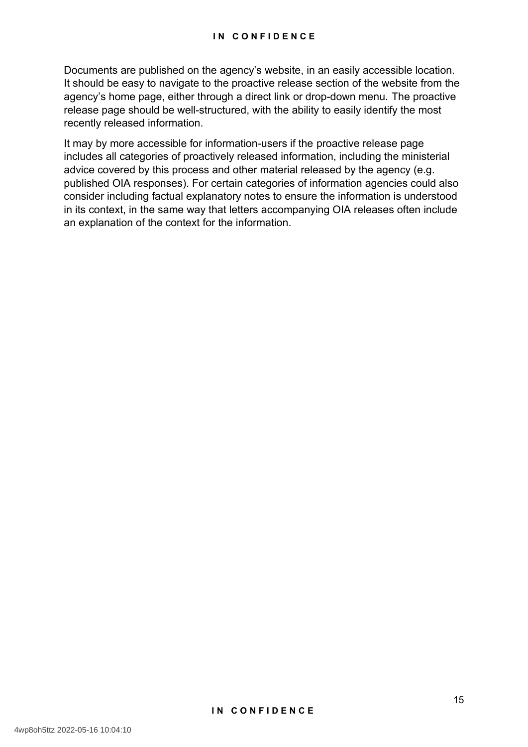Documents are published on the agency's website, in an easily accessible location. It should be easy to navigate to the proactive release section of the website from the agency's home page, either through a direct link or drop-down menu. The proactive release page should be well-structured, with the ability to easily identify the most recently released information.

It may by more accessible for information-users if the proactive release page includes all categories of proactively released information, including the ministerial advice covered by this process and other material released by the agency (e.g. published OIA responses). For certain categories of information agencies could also consider including factual explanatory notes to ensure the information is understood in its context, in the same way that letters accompanying OIA releases often include an explanation of the context for the information.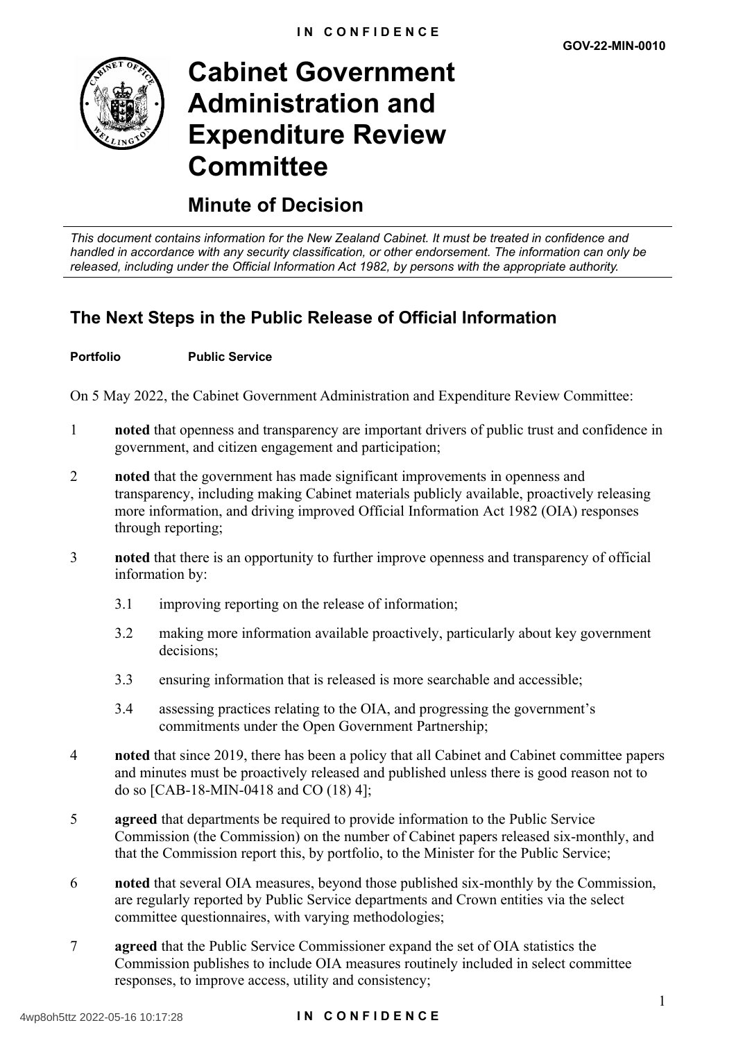IN CONFIDENCE

GOV-22-MIN-0010

# Cabinet Government Administration and Expenditure Review Committee

## Minute of Decision

*This document contains information for the New Zealand Cabinet. It must be treated in confidence and handled in accordance with any security classification, or other endorsement. The information can only be released, including under the Official Information Act 1982, by persons with the appropriate authority.*

## The Next Steps in the Public Release of Official Information

**Portfolio** **Public Service**

On 5 May 2022, the Cabinet Government Administration and Expenditure Review Committee:

1 **noted** that openness and transparency are important drivers of public trust and confidence in government, and citizen engagement and participation;

2 **noted** that the government has made significant improvements in openness and transparency, including making Cabinet materials publicly available, proactively releasing more information, and driving improved Official Information Act 1982 (OIA) responses through reporting;

3 **noted** that there is an opportunity to further improve openness and transparency of official information by:

3.1 improving reporting on the release of information;

3.2 making more information available proactively, particularly about key government decisions;

3.3 ensuring information that is released is more searchable and accessible;

3.4 assessing practices relating to the OIA, and progressing the government's commitments under the Open Government Partnership;

4 **noted** that since 2019, there has been a policy that all Cabinet and Cabinet committee papers and minutes must be proactively released and published unless there is good reason not to do so [CAB-18-MIN-0418 and CO (18) 4];

5 **agreed** that departments be required to provide information to the Public Service Commission (the Commission) on the number of Cabinet papers released six-monthly, and that the Commission report this, by portfolio, to the Minister for the Public Service;

6 **noted** that several OIA measures, beyond those published six-monthly by the Commission, are regularly reported by Public Service departments and Crown entities via the select committee questionnaires, with varying methodologies;

7 **agreed** that the Public Service Commissioner expand the set of OIA statistics the Commission publishes to include OIA measures routinely included in select committee responses, to improve access, utility and consistency;

IN CONFIDENCE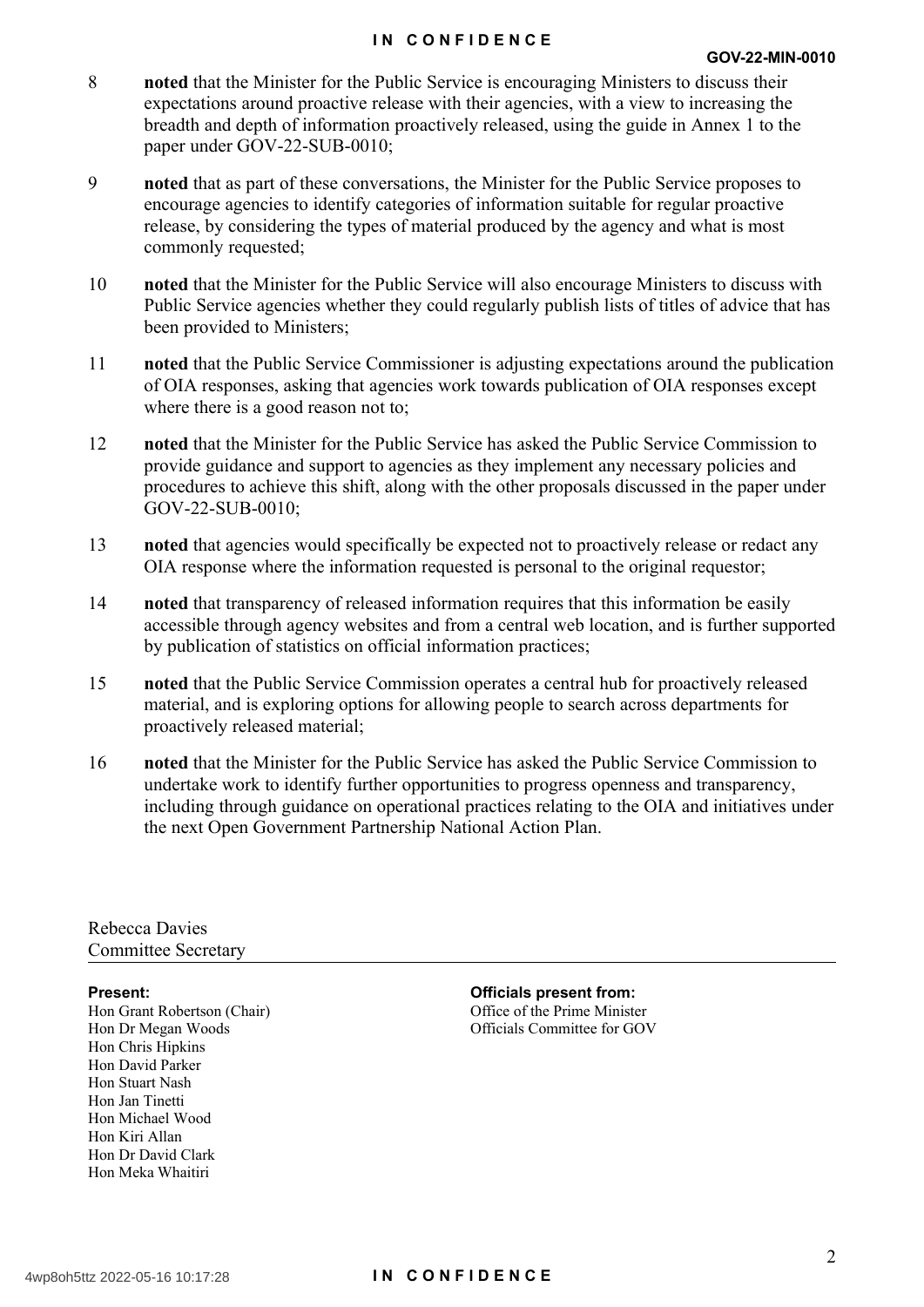8 **noted** that the Minister for the Public Service is encouraging Ministers to discuss their expectations around proactive release with their agencies, with a view to increasing the breadth and depth of information proactively released, using the guide in Annex 1 to the paper under GOV-22-SUB-0010;

9 **noted** that as part of these conversations, the Minister for the Public Service proposes to encourage agencies to identify categories of information suitable for regular proactive release, by considering the types of material produced by the agency and what is most commonly requested;

10 **noted** that the Minister for the Public Service will also encourage Ministers to discuss with Public Service agencies whether they could regularly publish lists of titles of advice that has been provided to Ministers;

11 **noted** that the Public Service Commissioner is adjusting expectations around the publication of OIA responses, asking that agencies work towards publication of OIA responses except where there is a good reason not to;

12 **noted** that the Minister for the Public Service has asked the Public Service Commission to provide guidance and support to agencies as they implement any necessary policies and procedures to achieve this shift, along with the other proposals discussed in the paper under GOV-22-SUB-0010;

13 **noted** that agencies would specifically be expected not to proactively release or redact any OIA response where the information requested is personal to the original requestor;

14 **noted** that transparency of released information requires that this information be easily accessible through agency websites and from a central web location, and is further supported by publication of statistics on official information practices;

15 **noted** that the Public Service Commission operates a central hub for proactively released material, and is exploring options for allowing people to search across departments for proactively released material;

16 **noted** that the Minister for the Public Service has asked the Public Service Commission to undertake work to identify further opportunities to progress openness and transparency, including through guidance on operational practices relating to the OIA and initiatives under the next Open Government Partnership National Action Plan.

Rebecca Davies
Committee Secretary

---

**Present:**
Hon Grant Robertson (Chair)
Hon Dr Megan Woods
Hon Chris Hipkins
Hon David Parker
Hon Stuart Nash
Hon Jan Tinetti
Hon Michael Wood
Hon Kiri Allan
Hon Dr David Clark
Hon Meka Whaitiri

**Officials present from:**
Office of the Prime Minister
Officials Committee for GOV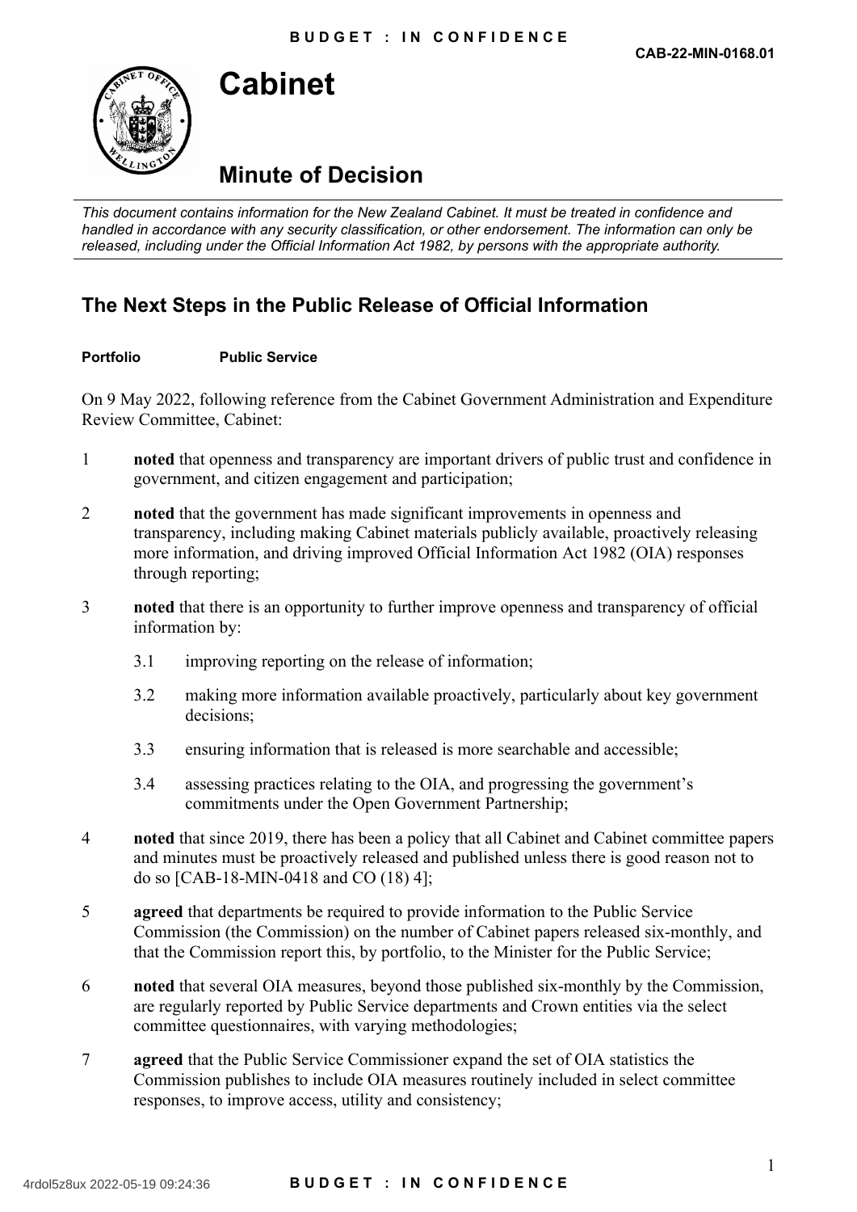**CAB-22-MIN-0168.01**

# Cabinet

## Minute of Decision

*This document contains information for the New Zealand Cabinet. It must be treated in confidence and handled in accordance with any security classification, or other endorsement. The information can only be released, including under the Official Information Act 1982, by persons with the appropriate authority.*

## The Next Steps in the Public Release of Official Information

**Portfolio** **Public Service**

On 9 May 2022, following reference from the Cabinet Government Administration and Expenditure Review Committee, Cabinet:

1 **noted** that openness and transparency are important drivers of public trust and confidence in government, and citizen engagement and participation;

2 **noted** that the government has made significant improvements in openness and transparency, including making Cabinet materials publicly available, proactively releasing more information, and driving improved Official Information Act 1982 (OIA) responses through reporting;

3 **noted** that there is an opportunity to further improve openness and transparency of official information by:

3.1 improving reporting on the release of information;

3.2 making more information available proactively, particularly about key government decisions;

3.3 ensuring information that is released is more searchable and accessible;

3.4 assessing practices relating to the OIA, and progressing the government's commitments under the Open Government Partnership;

4 **noted** that since 2019, there has been a policy that all Cabinet and Cabinet committee papers and minutes must be proactively released and published unless there is good reason not to do so [CAB-18-MIN-0418 and CO (18) 4];

5 **agreed** that departments be required to provide information to the Public Service Commission (the Commission) on the number of Cabinet papers released six-monthly, and that the Commission report this, by portfolio, to the Minister for the Public Service;

6 **noted** that several OIA measures, beyond those published six-monthly by the Commission, are regularly reported by Public Service departments and Crown entities via the select committee questionnaires, with varying methodologies;

7 **agreed** that the Public Service Commissioner expand the set of OIA statistics the Commission publishes to include OIA measures routinely included in select committee responses, to improve access, utility and consistency;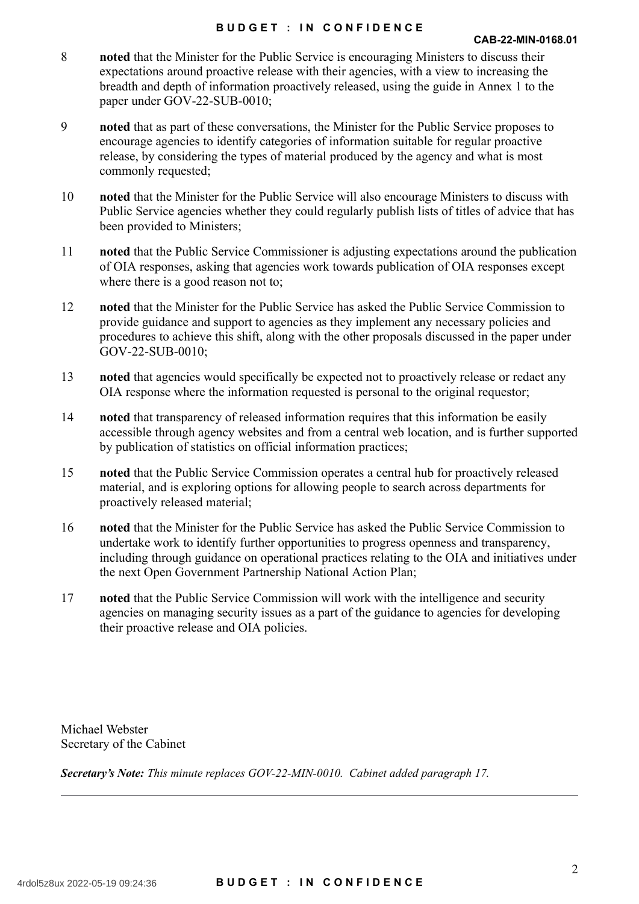8 **noted** that the Minister for the Public Service is encouraging Ministers to discuss their expectations around proactive release with their agencies, with a view to increasing the breadth and depth of information proactively released, using the guide in Annex 1 to the paper under GOV-22-SUB-0010;

9 **noted** that as part of these conversations, the Minister for the Public Service proposes to encourage agencies to identify categories of information suitable for regular proactive release, by considering the types of material produced by the agency and what is most commonly requested;

10 **noted** that the Minister for the Public Service will also encourage Ministers to discuss with Public Service agencies whether they could regularly publish lists of titles of advice that has been provided to Ministers;

11 **noted** that the Public Service Commissioner is adjusting expectations around the publication of OIA responses, asking that agencies work towards publication of OIA responses except where there is a good reason not to;

12 **noted** that the Minister for the Public Service has asked the Public Service Commission to provide guidance and support to agencies as they implement any necessary policies and procedures to achieve this shift, along with the other proposals discussed in the paper under GOV-22-SUB-0010;

13 **noted** that agencies would specifically be expected not to proactively release or redact any OIA response where the information requested is personal to the original requestor;

14 **noted** that transparency of released information requires that this information be easily accessible through agency websites and from a central web location, and is further supported by publication of statistics on official information practices;

15 **noted** that the Public Service Commission operates a central hub for proactively released material, and is exploring options for allowing people to search across departments for proactively released material;

16 **noted** that the Minister for the Public Service has asked the Public Service Commission to undertake work to identify further opportunities to progress openness and transparency, including through guidance on operational practices relating to the OIA and initiatives under the next Open Government Partnership National Action Plan;

17 **noted** that the Public Service Commission will work with the intelligence and security agencies on managing security issues as a part of the guidance to agencies for developing their proactive release and OIA policies.

Michael Webster
Secretary of the Cabinet

***Secretary's Note:*** *This minute replaces GOV-22-MIN-0010. Cabinet added paragraph 17.*